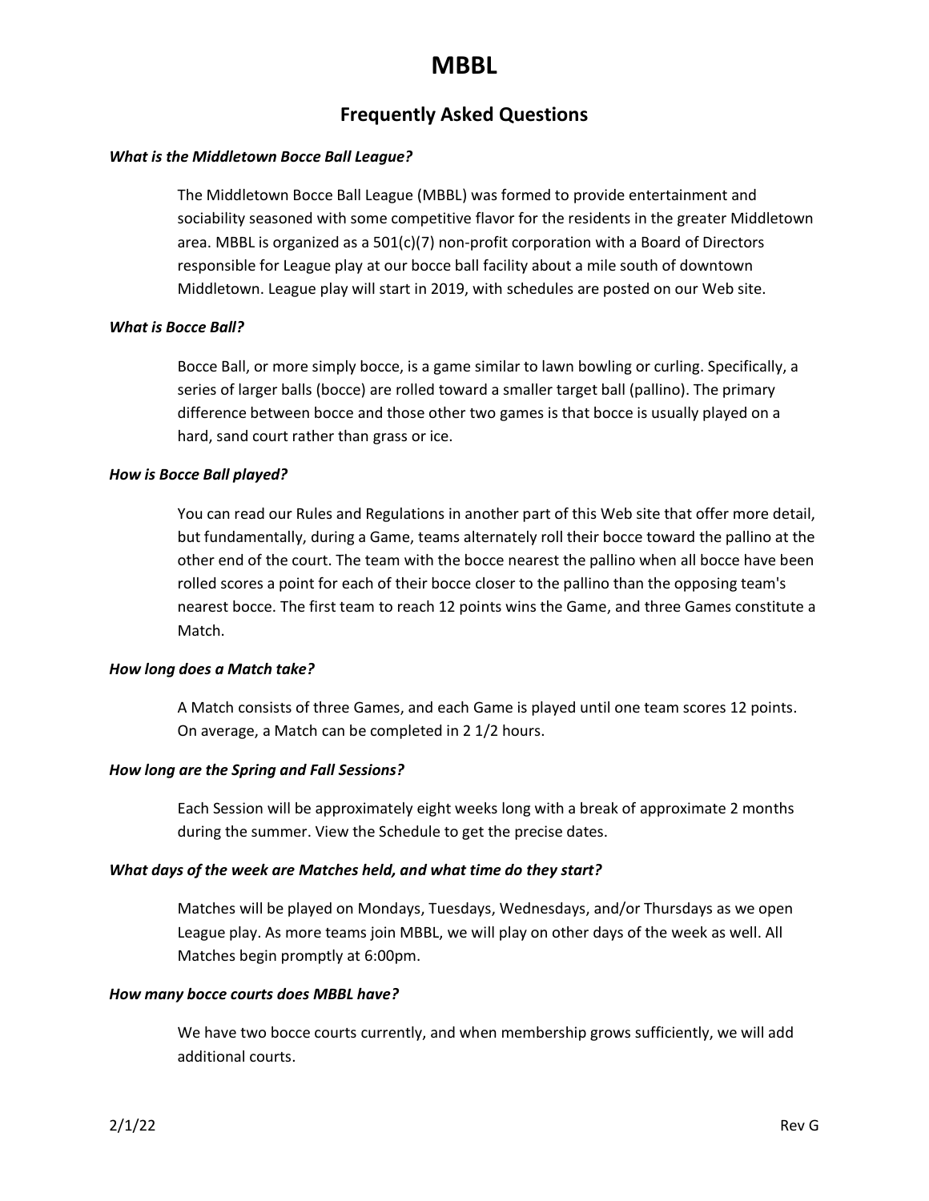# MBBL

## Frequently Asked Questions

***What is the Middletown Bocce Ball League?***

The Middletown Bocce Ball League (MBBL) was formed to provide entertainment and sociability seasoned with some competitive flavor for the residents in the greater Middletown area. MBBL is organized as a 501(c)(7) non-profit corporation with a Board of Directors responsible for League play at our bocce ball facility about a mile south of downtown Middletown. League play will start in 2019, with schedules are posted on our Web site.

***What is Bocce Ball?***

Bocce Ball, or more simply bocce, is a game similar to lawn bowling or curling. Specifically, a series of larger balls (bocce) are rolled toward a smaller target ball (pallino). The primary difference between bocce and those other two games is that bocce is usually played on a hard, sand court rather than grass or ice.

***How is Bocce Ball played?***

You can read our Rules and Regulations in another part of this Web site that offer more detail, but fundamentally, during a Game, teams alternately roll their bocce toward the pallino at the other end of the court. The team with the bocce nearest the pallino when all bocce have been rolled scores a point for each of their bocce closer to the pallino than the opposing team's nearest bocce. The first team to reach 12 points wins the Game, and three Games constitute a Match.

***How long does a Match take?***

A Match consists of three Games, and each Game is played until one team scores 12 points. On average, a Match can be completed in 2 1/2 hours.

***How long are the Spring and Fall Sessions?***

Each Session will be approximately eight weeks long with a break of approximate 2 months during the summer. View the Schedule to get the precise dates.

***What days of the week are Matches held, and what time do they start?***

Matches will be played on Mondays, Tuesdays, Wednesdays, and/or Thursdays as we open League play. As more teams join MBBL, we will play on other days of the week as well. All Matches begin promptly at 6:00pm.

***How many bocce courts does MBBL have?***

We have two bocce courts currently, and when membership grows sufficiently, we will add additional courts.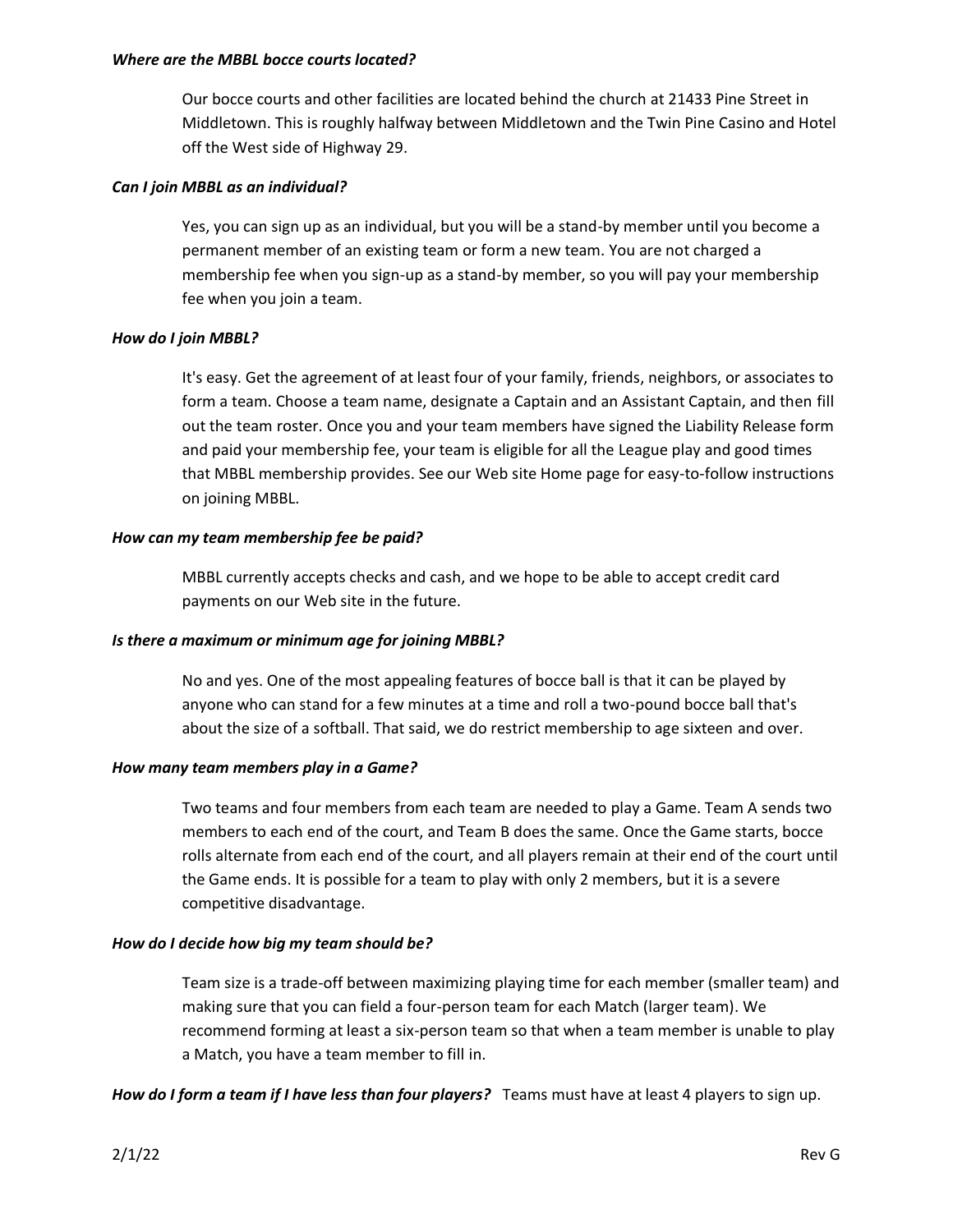***Where are the MBBL bocce courts located?***

Our bocce courts and other facilities are located behind the church at 21433 Pine Street in Middletown. This is roughly halfway between Middletown and the Twin Pine Casino and Hotel off the West side of Highway 29.

***Can I join MBBL as an individual?***

Yes, you can sign up as an individual, but you will be a stand-by member until you become a permanent member of an existing team or form a new team. You are not charged a membership fee when you sign-up as a stand-by member, so you will pay your membership fee when you join a team.

***How do I join MBBL?***

It's easy. Get the agreement of at least four of your family, friends, neighbors, or associates to form a team. Choose a team name, designate a Captain and an Assistant Captain, and then fill out the team roster. Once you and your team members have signed the Liability Release form and paid your membership fee, your team is eligible for all the League play and good times that MBBL membership provides. See our Web site Home page for easy-to-follow instructions on joining MBBL.

***How can my team membership fee be paid?***

MBBL currently accepts checks and cash, and we hope to be able to accept credit card payments on our Web site in the future.

***Is there a maximum or minimum age for joining MBBL?***

No and yes. One of the most appealing features of bocce ball is that it can be played by anyone who can stand for a few minutes at a time and roll a two-pound bocce ball that's about the size of a softball. That said, we do restrict membership to age sixteen and over.

***How many team members play in a Game?***

Two teams and four members from each team are needed to play a Game. Team A sends two members to each end of the court, and Team B does the same. Once the Game starts, bocce rolls alternate from each end of the court, and all players remain at their end of the court until the Game ends. It is possible for a team to play with only 2 members, but it is a severe competitive disadvantage.

***How do I decide how big my team should be?***

Team size is a trade-off between maximizing playing time for each member (smaller team) and making sure that you can field a four-person team for each Match (larger team). We recommend forming at least a six-person team so that when a team member is unable to play a Match, you have a team member to fill in.

***How do I form a team if I have less than four players?*** Teams must have at least 4 players to sign up.

2/1/22 Rev G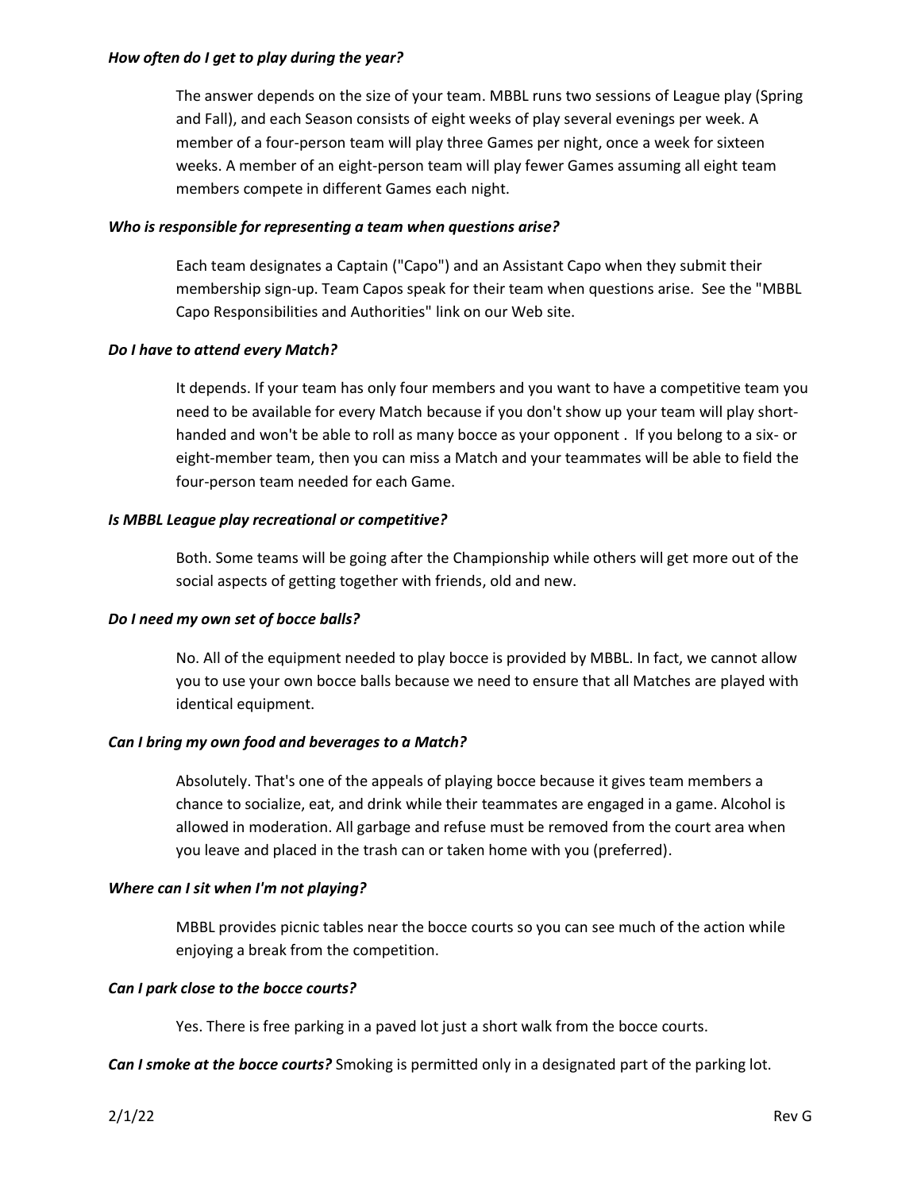***How often do I get to play during the year?***

The answer depends on the size of your team. MBBL runs two sessions of League play (Spring and Fall), and each Season consists of eight weeks of play several evenings per week. A member of a four-person team will play three Games per night, once a week for sixteen weeks. A member of an eight-person team will play fewer Games assuming all eight team members compete in different Games each night.

***Who is responsible for representing a team when questions arise?***

Each team designates a Captain ("Capo") and an Assistant Capo when they submit their membership sign-up. Team Capos speak for their team when questions arise. See the "MBBL Capo Responsibilities and Authorities" link on our Web site.

***Do I have to attend every Match?***

It depends. If your team has only four members and you want to have a competitive team you need to be available for every Match because if you don't show up your team will play short-handed and won't be able to roll as many bocce as your opponent . If you belong to a six- or eight-member team, then you can miss a Match and your teammates will be able to field the four-person team needed for each Game.

***Is MBBL League play recreational or competitive?***

Both. Some teams will be going after the Championship while others will get more out of the social aspects of getting together with friends, old and new.

***Do I need my own set of bocce balls?***

No. All of the equipment needed to play bocce is provided by MBBL. In fact, we cannot allow you to use your own bocce balls because we need to ensure that all Matches are played with identical equipment.

***Can I bring my own food and beverages to a Match?***

Absolutely. That's one of the appeals of playing bocce because it gives team members a chance to socialize, eat, and drink while their teammates are engaged in a game. Alcohol is allowed in moderation. All garbage and refuse must be removed from the court area when you leave and placed in the trash can or taken home with you (preferred).

***Where can I sit when I'm not playing?***

MBBL provides picnic tables near the bocce courts so you can see much of the action while enjoying a break from the competition.

***Can I park close to the bocce courts?***

Yes. There is free parking in a paved lot just a short walk from the bocce courts.

***Can I smoke at the bocce courts?*** Smoking is permitted only in a designated part of the parking lot.

2/1/22 Rev G